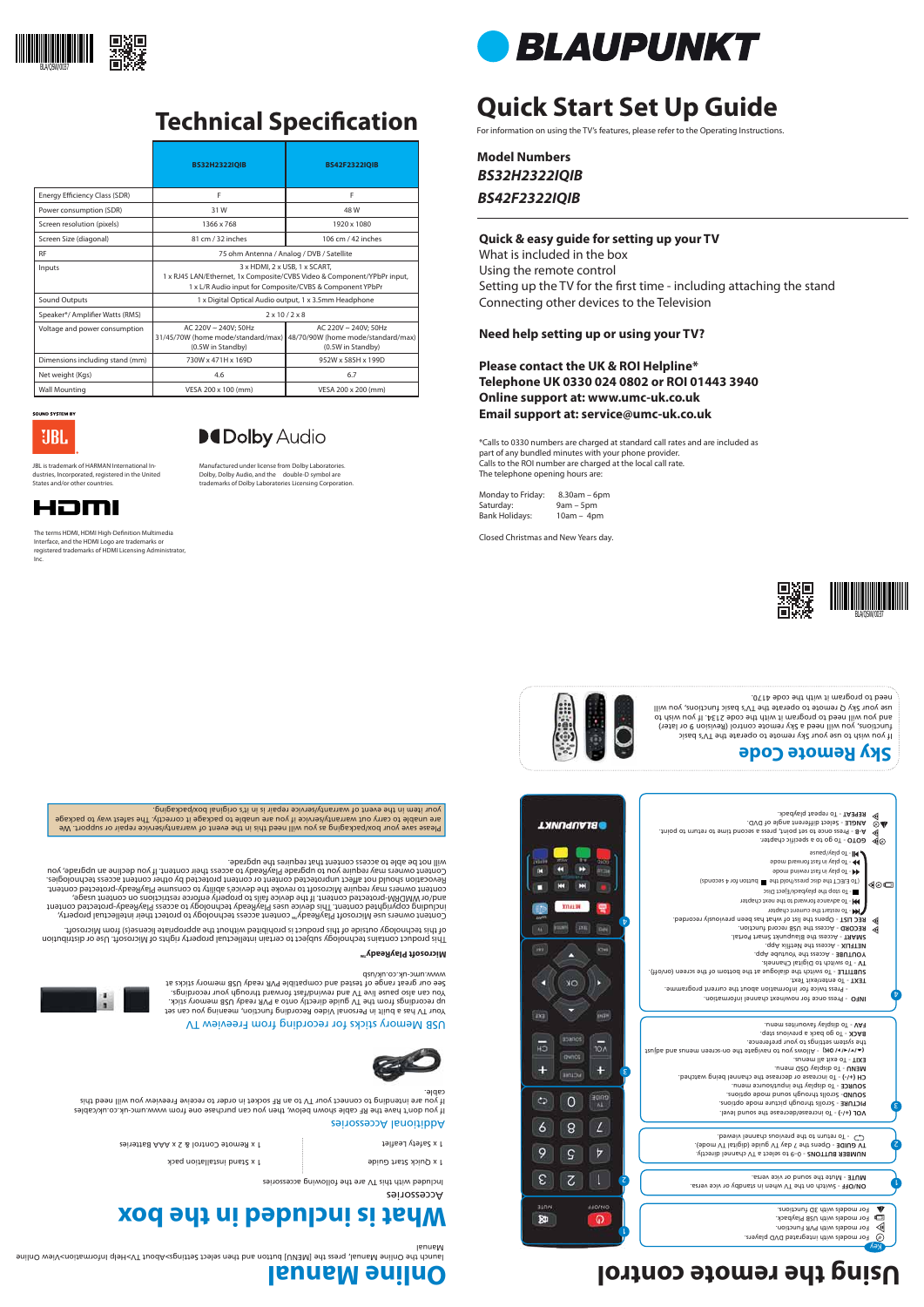# Technical Specification

| | BS32H2322IQIB | BS42F2322IQIB |
|---|---|---|
| Energy Efficiency Class (SDR) | F | F |
| Power consumption (SDR) | 31 W | 48 W |
| Screen resolution (pixels) | 1366 x 768 | 1920 x 1080 |
| Screen Size (diagonal) | 81 cm / 32 inches | 106 cm / 42 inches |
| RF | 75 ohm Antenna / Analog / DVB / Satellite | |
| Inputs | 3 x HDMI, 2 x USB, 1 x SCART, 1 x RJ45 LAN/Ethernet, 1x Composite/CVBS Video & Component/YPbPr input, 1 x L/R Audio input for Composite/CVBS & Component YPbPr | |
| Sound Outputs | 1 x Digital Optical Audio output, 1 x 3.5mm Headphone | |
| Speaker*/ Amplifier Watts (RMS) | 2 x 10 / 2 x 8 | |
| Voltage and power consumption | AC 220V ~ 240V; 50Hz 31/45/70W (home mode/standard/max) (0.5W in Standby) | AC 220V ~ 240V; 50Hz 48/70/90W (home mode/standard/max) (0.5W in Standby) |
| Dimensions including stand (mm) | 730W x 471H x 169D | 952W x 585H x 199D |
| Net weight (Kgs) | 4.6 | 6.7 |
| Wall Mounting | VESA 200 x 100 (mm) | VESA 200 x 200 (mm) |

SOUND SYSTEM BY JBL

JBL is trademark of HARMAN International Industries, Incorporated, registered in the United States and/or other countries.

Dolby Audio

Manufactured under license from Dolby Laboratories. Dolby, Dolby Audio, and the double-D symbol are trademarks of Dolby Laboratories Licensing Corporation.

HDMI

The terms HDMI, HDMI High-Definition Multimedia Interface, and the HDMI Logo are trademarks or registered trademarks of HDMI Licensing Administrator, Inc.

# BLAUPUNKT

# Quick Start Set Up Guide

For information on using the TV's features, please refer to the Operating Instructions.

**Model Numbers**

***BS32H2322IQIB***

***BS42F2322IQIB***

**Quick & easy guide for setting up your TV**

What is included in the box

Using the remote control

Setting up the TV for the first time - including attaching the stand

Connecting other devices to the Television

**Need help setting up or using your TV?**

**Please contact the UK & ROI Helpline***

**Telephone UK 0330 024 0802 or ROI 01443 3940**

**Online support at: www.umc-uk.co.uk**

**Email support at: service@umc-uk.co.uk**

*Calls to 0330 numbers are charged at standard call rates and are included as part of any bundled minutes with your phone provider.
Calls to the ROI number are charged at the local call rate.
The telephone opening hours are:

Monday to Friday: 8.30am – 6pm
Saturday: 9am – 5pm
Bank Holidays: 10am – 4pm

Closed Christmas and New Years day.

## Sky Remote Code

If you wish to use your Sky remote to operate the TV's basic functions, you will need a Sky remote control (Revision 9 or later) and you will need to program it with the code 2134. If you wish to use your Sky Q remote to operate the TV's basic functions, you will need to program it with the code 4170.

## Online Manual

Launch the Online Manual, press the [MENU] button and then select Settings>About TV>Help Information>View Online Manual

## What is included in the box

**Accessories**

Included with this TV are the following accessories

1 x Quick Start guide
1 x Stand installation pack
1 x Safety leaflet
1 x Remote Control & 2 x AAA Batteries

## Additional Accessories

If you don't have the RF cable shown below, then you can purchase one from www.umc-uk.co.uk/cables. If you are intending to connect your TV to an RF socket in order to receive Freeview you will need this cable.

## USB Memory sticks for recording from Freeview TV

Your TV has a built in Personal Video Recording function, meaning you can set up recordings from the TV guide directly onto a PVR ready USB memory stick. You can also pause live TV and rewind/fast forward through your recordings. See our great range of tested and compatible PVR ready USB memory sticks at www.umc-uk.co.uk/usb

**Microsoft PlayReady™**

This product contains technology subject to certain intellectual property rights of Microsoft. Use or distribution of this technology outside of this product is prohibited without the appropriate license(s) from Microsoft.
Content owners use Microsoft PlayReady™ content access technology to protect their intellectual property, including copyrighted content. This device uses PlayReady technology to access PlayReady-protected content and/or WMDRM-protected content. If the device fails to properly enforce restrictions on content usage, content owners may require Microsoft to revoke the device's ability to consume PlayReady-protected content. Revocation should not affect unprotected content or content protected by other content access technologies. Content owners may require you to upgrade PlayReady to access their content. If you decline an upgrade, you will not be able to access content that requires the upgrade.

Please save your box/packaging as you will need this in the event of warranty/service repair or support. We are unable to carry out warranty/service if you are unable to package it correctly. The safest way to package your item in the event of warranty/service repair is in it's original box/packaging.

## Using the remote control

**Key**

- For models with integrated DVD players.
- For models with PVR Function.
- For models with USB Playback.
- For models with 3D functions.

1. **ON/OFF** - Switch on the TV when in standby or vice versa.
   **MUTE** - Mute the sound or vice versa.
2. **NUMBER BUTTONS** - 0-9 to select a TV channel directly.
   **TV GUIDE** - Opens the 7 day TV guide (digital TV mode).
   - To return to the previous channel viewed.
3. **VOL (+/-)** - To increase/decrease the sound level.
   **PICTURE** - Scrolls through picture mode options.
   **SOUND** - Scrolls through sound mode options.
   **SOURCE** - To display the input/source menu.
   **CH (+/-)** - To increase or decrease the channel being watched.
   **MENU** - To display OSD menu.
   **EXIT** - To exit all menus.
   **(▲/▼/◄/► / OK)** - Allows you to navigate the on-screen menus and adjust the system settings to your preference.
   **BACK** - To go back a previous step.
   **FAV** - To display favourites menu.
4. **INFO** - Press once for now/next channel information.
   - Press twice for information about the current programme.
   **TEXT** - To enter/exit Text.
   **SUBTITLE** - To switch the dialogue at the bottom of the screen (on/off).
   **TV** - To switch to Digital Channels.
   **YOUTUBE** - Access the Youtube App.
   **NETFLIX** - Access the Netflix App.
   **SMART** - Access the Blaupunkt Smart Portal.
   **RECORD** - Access the USB record function.
   **REC LIST** - Opens the list of what has been previously recorded.
   - To restart the current chapter
   - To advance forward to the next chapter
   ■ - To stop the playback/Eject Disc
   (To EJECT the disc press/hold the ■ button for 4 seconds)
   ◄◄ - To play in fast rewind mode
   ►► - To play in fast forward mode
   ►/II - To play/pause
   **GOTO** - To go to a specific chapter.
   **A-B** - Press once to set point, press a second time to return to point.
   **ANGLE** - Select different angle of DVD.
   **REPEAT** - To repeat playback.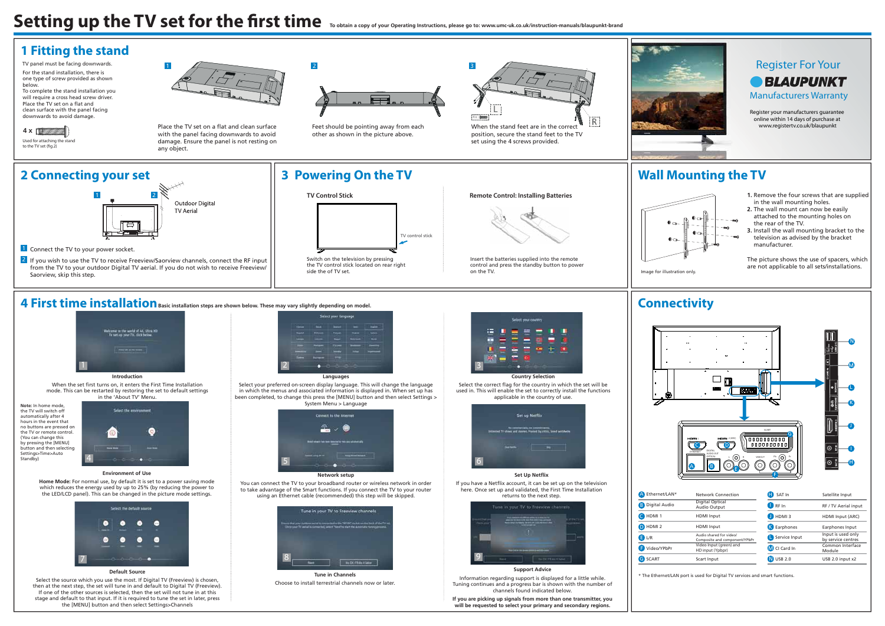# Setting up the TV set for the first time

To obtain a copy of your Operating Instructions, please go to: www.umc-uk.co.uk/instruction-manuals/blaupunkt-brand

## 1 Fitting the stand

TV panel must be facing downwards.

For the stand installation, there is one type of screw provided as shown below.
To complete the stand installation you will require a cross head screw driver.
Place the TV set on a flat and clean surface with the panel facing downwards to avoid damage.

4 x

Used for attaching the stand to the TV set (fig.2)

1 Place the TV set on a flat and clean surface with the panel facing downwards to avoid damage. Ensure the panel is not resting on any object.

2 Feet should be pointing away from each other as shown in the picture above.

3 When the stand feet are in the correct position, secure the stand feet to the TV set using the 4 screws provided.

L

R

## Register For Your BLAUPUNKT Manufacturers Warranty

Register your manufacturers guarantee online within 14 days of purchase at www.registertv.co.uk/blaupunkt

## 2 Connecting your set

Outdoor Digital TV Aerial

1 Connect the TV to your power socket.

2 If you wish to use the TV to receive Freeview/Saorview channels, connect the RF input from the TV to your outdoor Digital TV aerial. If you do not wish to receive Freeview/ Saorview, skip this step.

## 3 Powering On the TV

**TV Control Stick**

TV control stick

Switch on the television by pressing the TV control stick located on rear right side of the TV set.

**Remote Control: Installing Batteries**

Insert the batteries supplied into the remote control and press the standby button to power on the TV.

## Wall Mounting the TV

1. Remove the four screws that are supplied in the wall mounting holes.
2. The wall mount can now be easily attached to the mounting holes on the rear of the TV.
3. Install the wall mounting bracket to the television as advised by the bracket manufacturer.

The picture shows the use of spacers, which are not applicable to all sets/installations.

Image for illustration only.

## 4 First time installation

Basic installation steps are shown below. These may vary slightly depending on model.

**1 Introduction**

When the set first turns on, it enters the First Time Installation mode. This can be restarted by restoring the set to default settings in the 'About TV' Menu.

**Note:** In home mode, the TV will switch off automatically after 4 hours in the event that no buttons are pressed on the TV or remote control. (You can change this by pressing the [MENU] button and then selecting Settings>Time>Auto Standby)

**2 Languages**

Select your preferred on-screen display language. This will change the language in which the menus and associated information is displayed in. When set up has been completed, to change this press the [MENU] button and then select Settings > System Menu > Language

**3 Country Selection**

Select the correct flag for the country in which the set will be used in. This will enable the set to correctly install the functions applicable in the country of use.

**4 Environment of Use**

**Home Mode:** For normal use, by default it is set to a power saving mode which reduces the energy used by up to 25% (by reducing the power to the LED/LCD panel). This can be changed in the picture mode settings.

**5 Network setup**

You can connect the TV to your broadband router or wireless network in order to take advantage of the Smart functions. If you connect the TV to your router using an Ethernet cable (recommended) this step will be skipped.

**6 Set Up Netflix**

If you have a Netflix account, it can be set up on the television here. Once set up and validated, the First Time Installation returns to the next step.

**7 Default Source**

Select the source which you use the most. If Digital TV (Freeview) is chosen, then at the next step, the set will tune in and default to Digital TV (Freeview). If one of the other sources is selected, then the set will not tune in at this stage and default to that input. If it is required to tune the set in later, press the [MENU] button and then select Settings>Channels

**8 Tune in Channels**

Choose to install terrestrial channels now or later.

**9 Support Advice**

Information regarding signals is displayed for a little while. Tuning continues and a progress bar is shown with the number of channels found indicated below.

**If you are picking up signals from more than one transmitter, you will be requested to select your primary and secondary regions.**

## Connectivity

| | | | |
|---|---|---|---|
| A Ethernet/LAN* | Network Connection | H SAT In | Satellite Input |
| B Digital Audio | Digital Optical Audio Output | I RF In | RF / TV Aerial input |
| C HDMI 1 | HDMI Input | J HDMI 3 | HDMI Input (ARC) |
| D HDMI 2 | HDMI Input | K Earphones | Earphones Input |
| E L/R | Audio shared for video/ Composite and component/YPbPr | L Service Input | Input is used only by service centres |
| F Video/YPbPr | Video Input (green) and HD input (Ypbpr) | M CI Card In | Common Interface Module |
| G SCART | Scart Input | N USB 2.0 | USB 2.0 input x2 |

\* The Ethernet/LAN port is used for Digital TV services and smart functions.